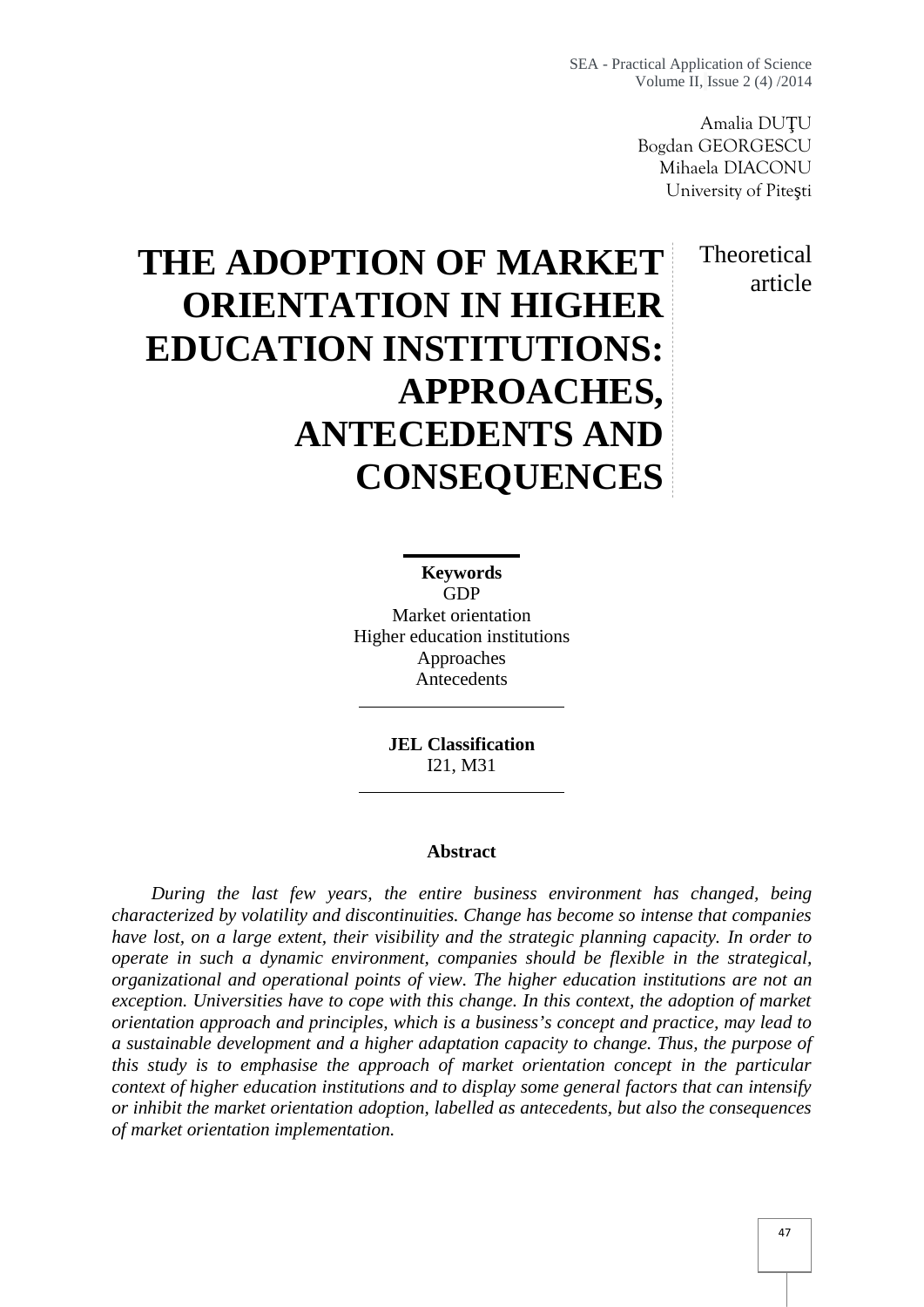Amalia DUŢU
Bogdan GEORGESCU
Mihaela DIACONU
University of Piteşti

# THE ADOPTION OF MARKET ORIENTATION IN HIGHER EDUCATION INSTITUTIONS: APPROACHES, ANTECEDENTS AND CONSEQUENCES

Theoretical article

**Keywords**
GDP
Market orientation
Higher education institutions
Approaches
Antecedents

**JEL Classification**
I21, M31

**Abstract**

*During the last few years, the entire business environment has changed, being characterized by volatility and discontinuities. Change has become so intense that companies have lost, on a large extent, their visibility and the strategic planning capacity. In order to operate in such a dynamic environment, companies should be flexible in the strategical, organizational and operational points of view. The higher education institutions are not an exception. Universities have to cope with this change. In this context, the adoption of market orientation approach and principles, which is a business's concept and practice, may lead to a sustainable development and a higher adaptation capacity to change. Thus, the purpose of this study is to emphasise the approach of market orientation concept in the particular context of higher education institutions and to display some general factors that can intensify or inhibit the market orientation adoption, labelled as antecedents, but also the consequences of market orientation implementation.*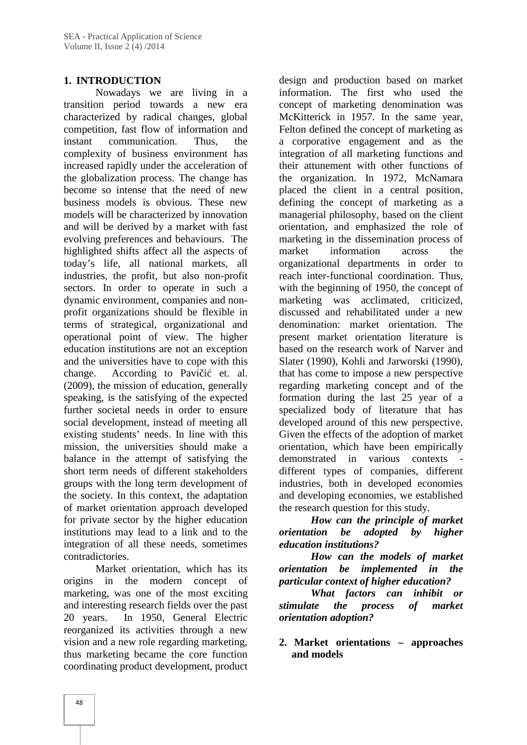## 1. INTRODUCTION

Nowadays we are living in a transition period towards a new era characterized by radical changes, global competition, fast flow of information and instant communication. Thus, the complexity of business environment has increased rapidly under the acceleration of the globalization process. The change has become so intense that the need of new business models is obvious. These new models will be characterized by innovation and will be derived by a market with fast evolving preferences and behaviours. The highlighted shifts affect all the aspects of today's life, all national markets, all industries, the profit, but also non-profit sectors. In order to operate in such a dynamic environment, companies and non-profit organizations should be flexible in terms of strategical, organizational and operational point of view. The higher education institutions are not an exception and the universities have to cope with this change. According to Pavičić et. al. (2009), the mission of education, generally speaking, is the satisfying of the expected further societal needs in order to ensure social development, instead of meeting all existing students' needs. In line with this mission, the universities should make a balance in the attempt of satisfying the short term needs of different stakeholders groups with the long term development of the society. In this context, the adaptation of market orientation approach developed for private sector by the higher education institutions may lead to a link and to the integration of all these needs, sometimes contradictories.

Market orientation, which has its origins in the modern concept of marketing, was one of the most exciting and interesting research fields over the past 20 years. In 1950, General Electric reorganized its activities through a new vision and a new role regarding marketing, thus marketing became the core function coordinating product development, product design and production based on market information. The first who used the concept of marketing denomination was McKitterick in 1957. In the same year, Felton defined the concept of marketing as a corporative engagement and as the integration of all marketing functions and their attunement with other functions of the organization. In 1972, McNamara placed the client in a central position, defining the concept of marketing as a managerial philosophy, based on the client orientation, and emphasized the role of marketing in the dissemination process of market information across the organizational departments in order to reach inter-functional coordination. Thus, with the beginning of 1950, the concept of marketing was acclimated, criticized, discussed and rehabilitated under a new denomination: market orientation. The present market orientation literature is based on the research work of Narver and Slater (1990), Kohli and Jarworski (1990), that has come to impose a new perspective regarding marketing concept and of the formation during the last 25 year of a specialized body of literature that has developed around of this new perspective. Given the effects of the adoption of market orientation, which have been empirically demonstrated in various contexts - different types of companies, different industries, both in developed economies and developing economies, we established the research question for this study.

***How can the principle of market orientation be adopted by higher education institutions?***

***How can the models of market orientation be implemented in the particular context of higher education?***

***What factors can inhibit or stimulate the process of market orientation adoption?***

## 2. Market orientations – approaches and models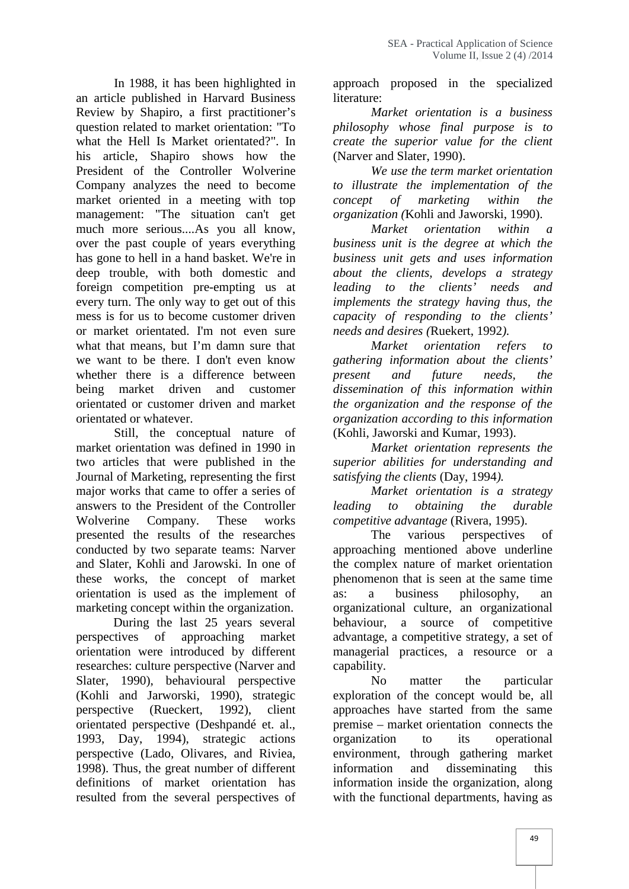In 1988, it has been highlighted in an article published in Harvard Business Review by Shapiro, a first practitioner's question related to market orientation: "To what the Hell Is Market orientated?". In his article, Shapiro shows how the President of the Controller Wolverine Company analyzes the need to become market oriented in a meeting with top management: "The situation can't get much more serious....As you all know, over the past couple of years everything has gone to hell in a hand basket. We're in deep trouble, with both domestic and foreign competition pre-empting us at every turn. The only way to get out of this mess is for us to become customer driven or market orientated. I'm not even sure what that means, but I'm damn sure that we want to be there. I don't even know whether there is a difference between being market driven and customer orientated or customer driven and market orientated or whatever.

Still, the conceptual nature of market orientation was defined in 1990 in two articles that were published in the Journal of Marketing, representing the first major works that came to offer a series of answers to the President of the Controller Wolverine Company. These works presented the results of the researches conducted by two separate teams: Narver and Slater, Kohli and Jarowski. In one of these works, the concept of market orientation is used as the implement of marketing concept within the organization.

During the last 25 years several perspectives of approaching market orientation were introduced by different researches: culture perspective (Narver and Slater, 1990), behavioural perspective (Kohli and Jarworski, 1990), strategic perspective (Rueckert, 1992), client orientated perspective (Deshpandé et. al., 1993, Day, 1994), strategic actions perspective (Lado, Olivares, and Riviea, 1998). Thus, the great number of different definitions of market orientation has resulted from the several perspectives of approach proposed in the specialized literature:

*Market orientation is a business philosophy whose final purpose is to create the superior value for the client* (Narver and Slater, 1990).

*We use the term market orientation to illustrate the implementation of the concept of marketing within the organization (*Kohli and Jaworski, 1990).

*Market orientation within a business unit is the degree at which the business unit gets and uses information about the clients, develops a strategy leading to the clients' needs and implements the strategy having thus, the capacity of responding to the clients' needs and desires (*Ruekert, 1992*).*

*Market orientation refers to gathering information about the clients' present and future needs, the dissemination of this information within the organization and the response of the organization according to this information* (Kohli, Jaworski and Kumar, 1993).

*Market orientation represents the superior abilities for understanding and satisfying the clients* (Day, 1994*).*

*Market orientation is a strategy leading to obtaining the durable competitive advantage* (Rivera, 1995).

The various perspectives of approaching mentioned above underline the complex nature of market orientation phenomenon that is seen at the same time as: a business philosophy, an organizational culture, an organizational behaviour, a source of competitive advantage, a competitive strategy, a set of managerial practices, a resource or a capability.

No matter the particular exploration of the concept would be, all approaches have started from the same premise – market orientation connects the organization to its operational environment, through gathering market information and disseminating this information inside the organization, along with the functional departments, having as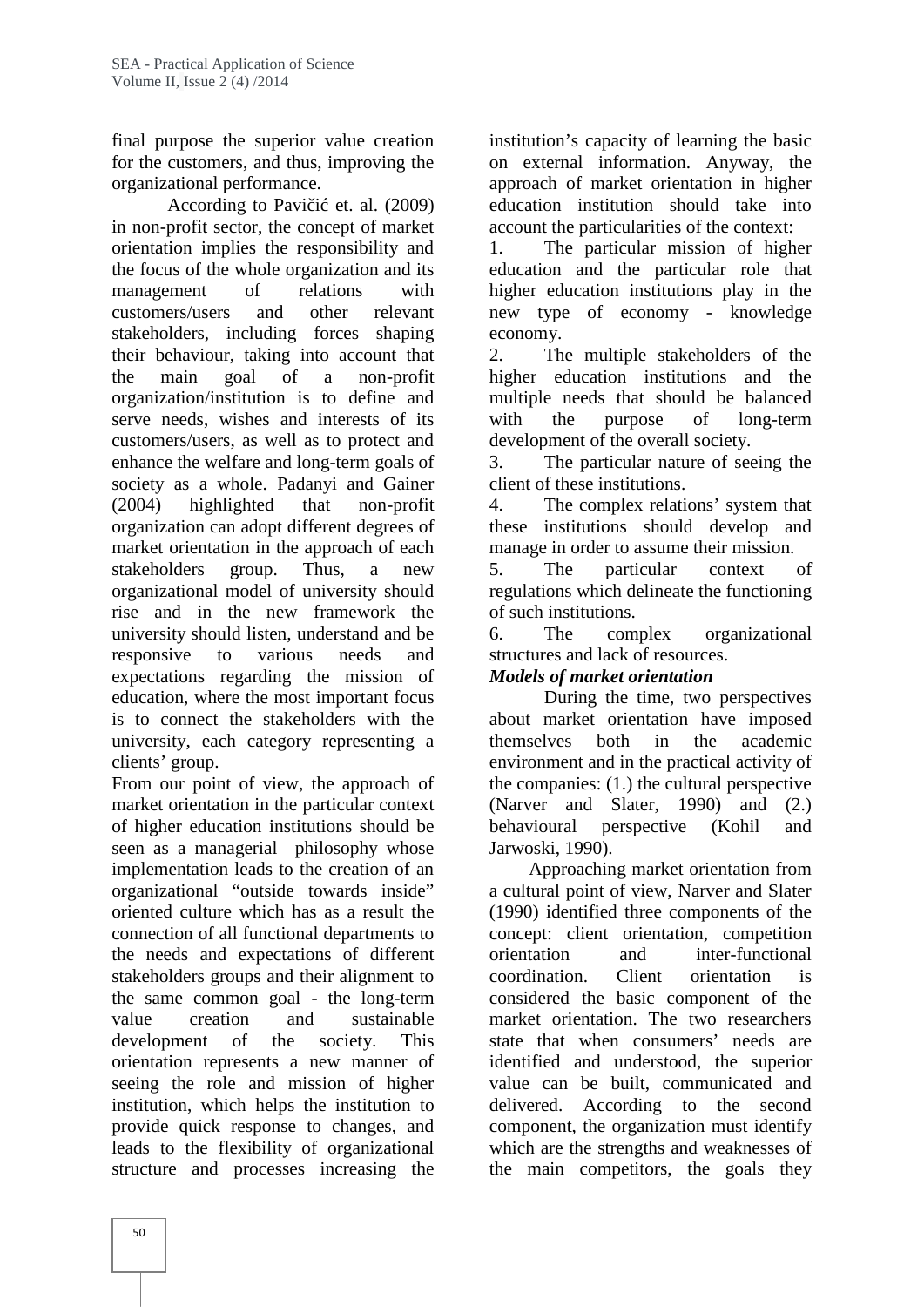final purpose the superior value creation for the customers, and thus, improving the organizational performance.

According to Pavičić et. al. (2009) in non-profit sector, the concept of market orientation implies the responsibility and the focus of the whole organization and its management of relations with customers/users and other relevant stakeholders, including forces shaping their behaviour, taking into account that the main goal of a non-profit organization/institution is to define and serve needs, wishes and interests of its customers/users, as well as to protect and enhance the welfare and long-term goals of society as a whole. Padanyi and Gainer (2004) highlighted that non-profit organization can adopt different degrees of market orientation in the approach of each stakeholders group. Thus, a new organizational model of university should rise and in the new framework the university should listen, understand and be responsive to various needs and expectations regarding the mission of education, where the most important focus is to connect the stakeholders with the university, each category representing a clients' group.

From our point of view, the approach of market orientation in the particular context of higher education institutions should be seen as a managerial philosophy whose implementation leads to the creation of an organizational "outside towards inside" oriented culture which has as a result the connection of all functional departments to the needs and expectations of different stakeholders groups and their alignment to the same common goal - the long-term value creation and sustainable development of the society. This orientation represents a new manner of seeing the role and mission of higher institution, which helps the institution to provide quick response to changes, and leads to the flexibility of organizational structure and processes increasing the institution's capacity of learning the basic on external information. Anyway, the approach of market orientation in higher education institution should take into account the particularities of the context:

1. The particular mission of higher education and the particular role that higher education institutions play in the new type of economy - knowledge economy.
2. The multiple stakeholders of the higher education institutions and the multiple needs that should be balanced with the purpose of long-term development of the overall society.
3. The particular nature of seeing the client of these institutions.
4. The complex relations' system that these institutions should develop and manage in order to assume their mission.
5. The particular context of regulations which delineate the functioning of such institutions.
6. The complex organizational structures and lack of resources.

***Models of market orientation***

During the time, two perspectives about market orientation have imposed themselves both in the academic environment and in the practical activity of the companies: (1.) the cultural perspective (Narver and Slater, 1990) and (2.) behavioural perspective (Kohil and Jarwoski, 1990).

Approaching market orientation from a cultural point of view, Narver and Slater (1990) identified three components of the concept: client orientation, competition orientation and inter-functional coordination. Client orientation is considered the basic component of the market orientation. The two researchers state that when consumers' needs are identified and understood, the superior value can be built, communicated and delivered. According to the second component, the organization must identify which are the strengths and weaknesses of the main competitors, the goals they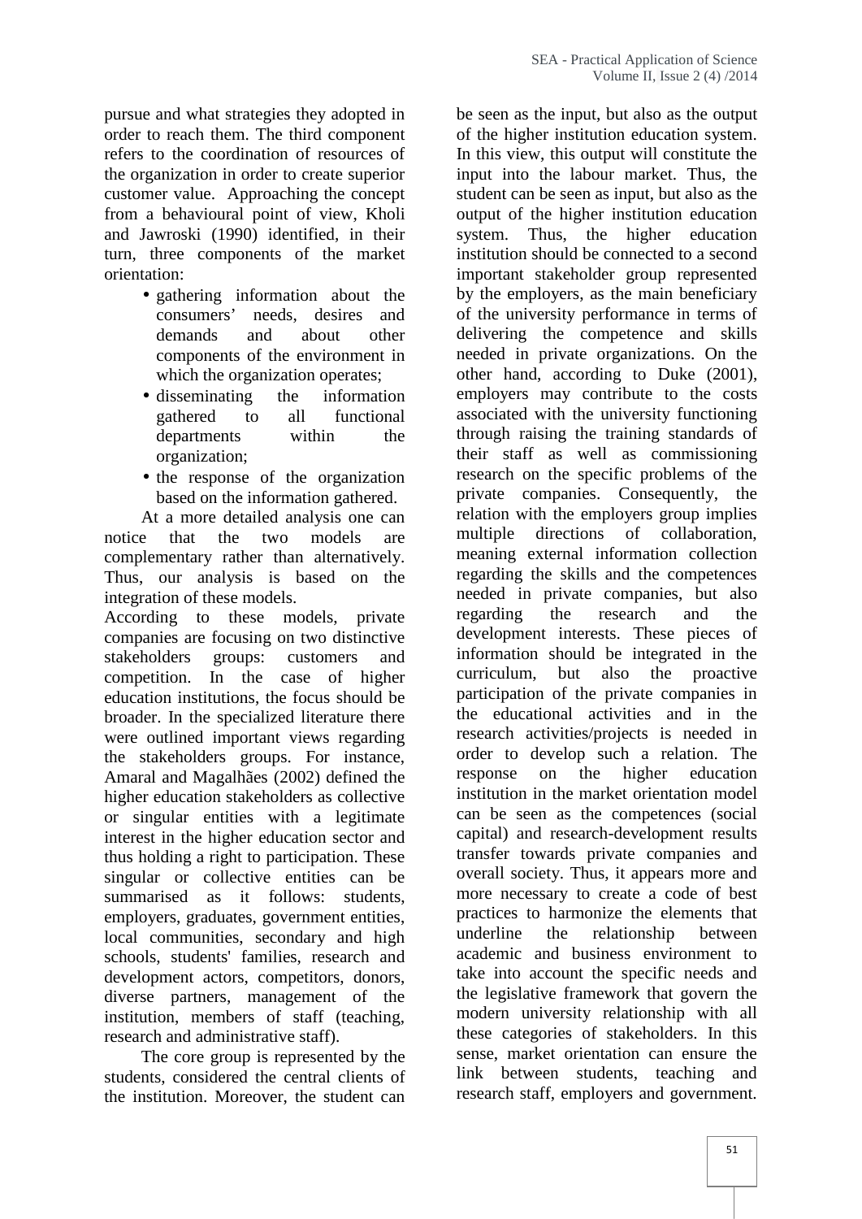pursue and what strategies they adopted in order to reach them. The third component refers to the coordination of resources of the organization in order to create superior customer value. Approaching the concept from a behavioural point of view, Kholi and Jawroski (1990) identified, in their turn, three components of the market orientation:

- gathering information about the consumers' needs, desires and demands and about other components of the environment in which the organization operates;
- disseminating the information gathered to all functional departments within the organization;
- the response of the organization based on the information gathered.

At a more detailed analysis one can notice that the two models are complementary rather than alternatively. Thus, our analysis is based on the integration of these models.

According to these models, private companies are focusing on two distinctive stakeholders groups: customers and competition. In the case of higher education institutions, the focus should be broader. In the specialized literature there were outlined important views regarding the stakeholders groups. For instance, Amaral and Magalhães (2002) defined the higher education stakeholders as collective or singular entities with a legitimate interest in the higher education sector and thus holding a right to participation. These singular or collective entities can be summarised as it follows: students, employers, graduates, government entities, local communities, secondary and high schools, students' families, research and development actors, competitors, donors, diverse partners, management of the institution, members of staff (teaching, research and administrative staff).

The core group is represented by the students, considered the central clients of the institution. Moreover, the student can be seen as the input, but also as the output of the higher institution education system. In this view, this output will constitute the input into the labour market. Thus, the student can be seen as input, but also as the output of the higher institution education system. Thus, the higher education institution should be connected to a second important stakeholder group represented by the employers, as the main beneficiary of the university performance in terms of delivering the competence and skills needed in private organizations. On the other hand, according to Duke (2001), employers may contribute to the costs associated with the university functioning through raising the training standards of their staff as well as commissioning research on the specific problems of the private companies. Consequently, the relation with the employers group implies multiple directions of collaboration, meaning external information collection regarding the skills and the competences needed in private companies, but also regarding the research and the development interests. These pieces of information should be integrated in the curriculum, but also the proactive participation of the private companies in the educational activities and in the research activities/projects is needed in order to develop such a relation. The response on the higher education institution in the market orientation model can be seen as the competences (social capital) and research-development results transfer towards private companies and overall society. Thus, it appears more and more necessary to create a code of best practices to harmonize the elements that underline the relationship between academic and business environment to take into account the specific needs and the legislative framework that govern the modern university relationship with all these categories of stakeholders. In this sense, market orientation can ensure the link between students, teaching and research staff, employers and government.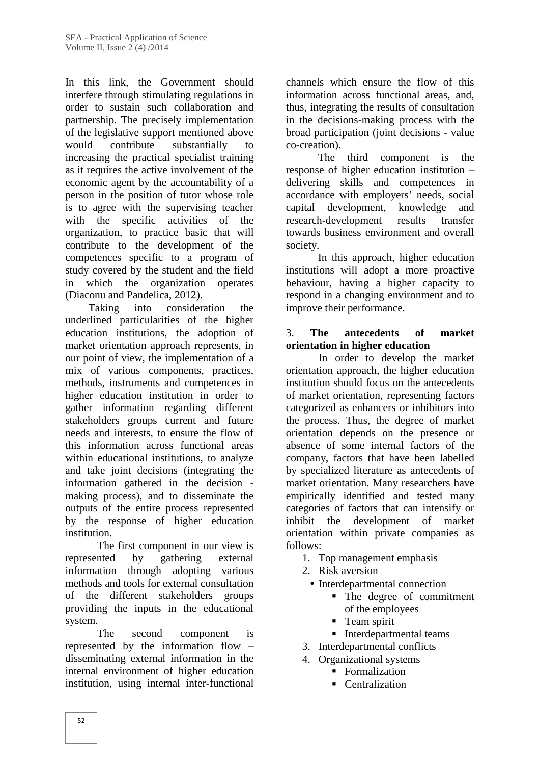In this link, the Government should interfere through stimulating regulations in order to sustain such collaboration and partnership. The precisely implementation of the legislative support mentioned above would contribute substantially to increasing the practical specialist training as it requires the active involvement of the economic agent by the accountability of a person in the position of tutor whose role is to agree with the supervising teacher with the specific activities of the organization, to practice basic that will contribute to the development of the competences specific to a program of study covered by the student and the field in which the organization operates (Diaconu and Pandelica, 2012).

Taking into consideration the underlined particularities of the higher education institutions, the adoption of market orientation approach represents, in our point of view, the implementation of a mix of various components, practices, methods, instruments and competences in higher education institution in order to gather information regarding different stakeholders groups current and future needs and interests, to ensure the flow of this information across functional areas within educational institutions, to analyze and take joint decisions (integrating the information gathered in the decision - making process), and to disseminate the outputs of the entire process represented by the response of higher education institution.

The first component in our view is represented by gathering external information through adopting various methods and tools for external consultation of the different stakeholders groups providing the inputs in the educational system.

The second component is represented by the information flow – disseminating external information in the internal environment of higher education institution, using internal inter-functional channels which ensure the flow of this information across functional areas, and, thus, integrating the results of consultation in the decisions-making process with the broad participation (joint decisions - value co-creation).

The third component is the response of higher education institution – delivering skills and competences in accordance with employers' needs, social capital development, knowledge and research-development results transfer towards business environment and overall society.

In this approach, higher education institutions will adopt a more proactive behaviour, having a higher capacity to respond in a changing environment and to improve their performance.

## 3. **The antecedents of market orientation in higher education**

In order to develop the market orientation approach, the higher education institution should focus on the antecedents of market orientation, representing factors categorized as enhancers or inhibitors into the process. Thus, the degree of market orientation depends on the presence or absence of some internal factors of the company, factors that have been labelled by specialized literature as antecedents of market orientation. Many researchers have empirically identified and tested many categories of factors that can intensify or inhibit the development of market orientation within private companies as follows:

1. Top management emphasis
2. Risk aversion
   - Interdepartmental connection
     - The degree of commitment of the employees
     - Team spirit
     - Interdepartmental teams
3. Interdepartmental conflicts
4. Organizational systems
   - Formalization
   - Centralization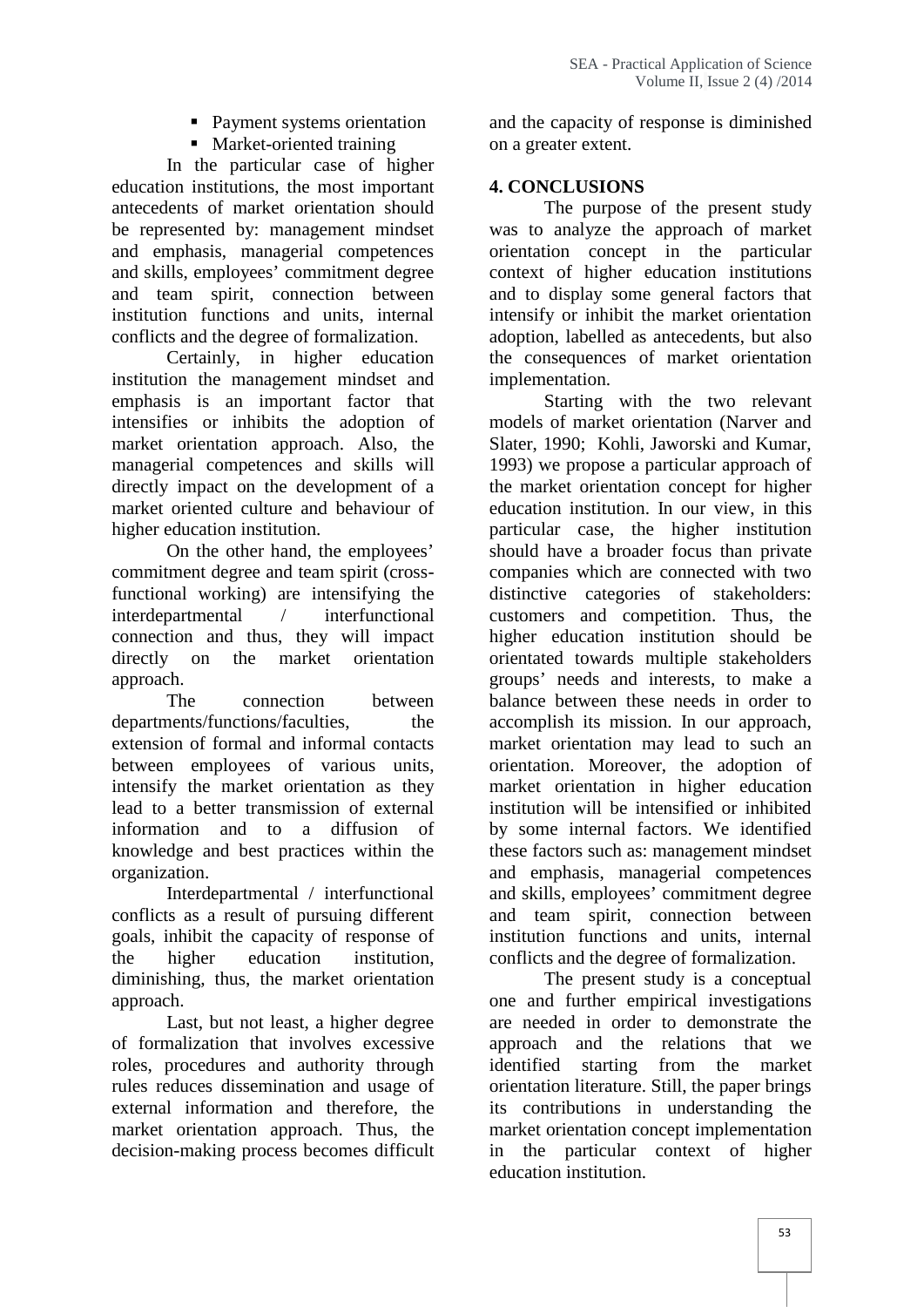- Payment systems orientation
- Market-oriented training

In the particular case of higher education institutions, the most important antecedents of market orientation should be represented by: management mindset and emphasis, managerial competences and skills, employees' commitment degree and team spirit, connection between institution functions and units, internal conflicts and the degree of formalization.

Certainly, in higher education institution the management mindset and emphasis is an important factor that intensifies or inhibits the adoption of market orientation approach. Also, the managerial competences and skills will directly impact on the development of a market oriented culture and behaviour of higher education institution.

On the other hand, the employees' commitment degree and team spirit (cross-functional working) are intensifying the interdepartmental / interfunctional connection and thus, they will impact directly on the market orientation approach.

The connection between departments/functions/faculties, the extension of formal and informal contacts between employees of various units, intensify the market orientation as they lead to a better transmission of external information and to a diffusion of knowledge and best practices within the organization.

Interdepartmental / interfunctional conflicts as a result of pursuing different goals, inhibit the capacity of response of the higher education institution, diminishing, thus, the market orientation approach.

Last, but not least, a higher degree of formalization that involves excessive roles, procedures and authority through rules reduces dissemination and usage of external information and therefore, the market orientation approach. Thus, the decision-making process becomes difficult and the capacity of response is diminished on a greater extent.

## 4. CONCLUSIONS

The purpose of the present study was to analyze the approach of market orientation concept in the particular context of higher education institutions and to display some general factors that intensify or inhibit the market orientation adoption, labelled as antecedents, but also the consequences of market orientation implementation.

Starting with the two relevant models of market orientation (Narver and Slater, 1990; Kohli, Jaworski and Kumar, 1993) we propose a particular approach of the market orientation concept for higher education institution. In our view, in this particular case, the higher institution should have a broader focus than private companies which are connected with two distinctive categories of stakeholders: customers and competition. Thus, the higher education institution should be orientated towards multiple stakeholders groups' needs and interests, to make a balance between these needs in order to accomplish its mission. In our approach, market orientation may lead to such an orientation. Moreover, the adoption of market orientation in higher education institution will be intensified or inhibited by some internal factors. We identified these factors such as: management mindset and emphasis, managerial competences and skills, employees' commitment degree and team spirit, connection between institution functions and units, internal conflicts and the degree of formalization.

The present study is a conceptual one and further empirical investigations are needed in order to demonstrate the approach and the relations that we identified starting from the market orientation literature. Still, the paper brings its contributions in understanding the market orientation concept implementation in the particular context of higher education institution.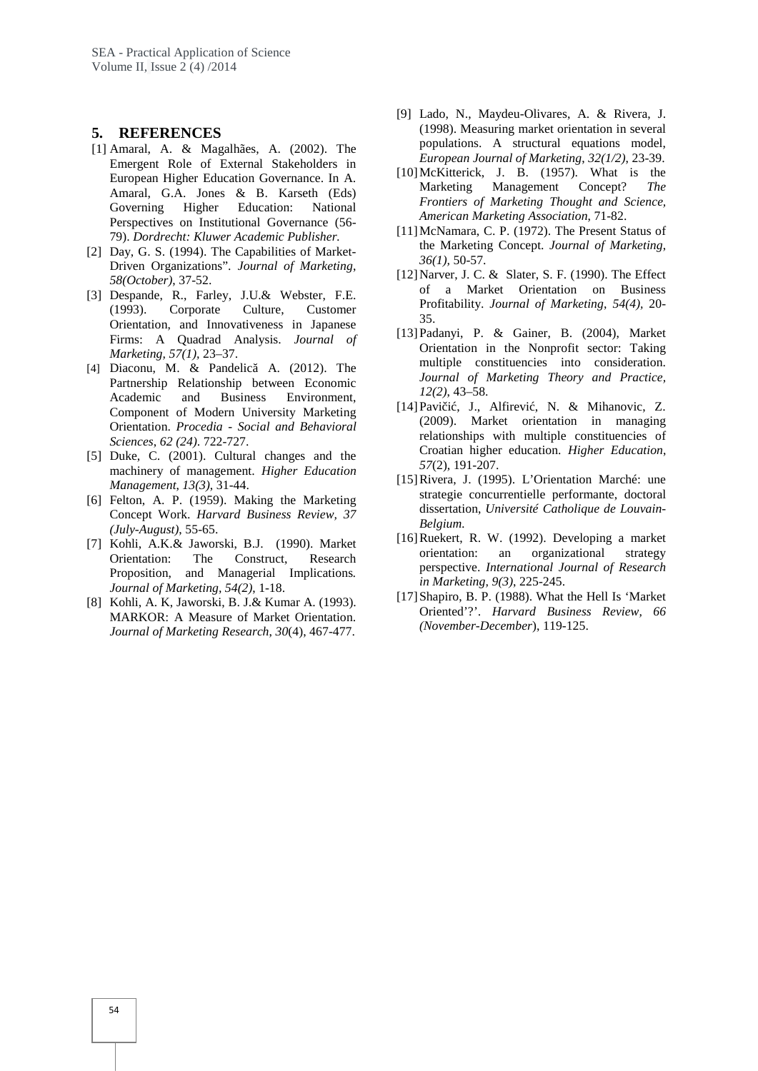## 5. REFERENCES

[1] Amaral, A. & Magalhães, A. (2002). The Emergent Role of External Stakeholders in European Higher Education Governance. In A. Amaral, G.A. Jones & B. Karseth (Eds) Governing Higher Education: National Perspectives on Institutional Governance (56-79). *Dordrecht: Kluwer Academic Publisher.*

[2] Day, G. S. (1994). The Capabilities of Market-Driven Organizations". *Journal of Marketing*, *58(October)*, 37-52.

[3] Despande, R., Farley, J.U.& Webster, F.E. (1993). Corporate Culture, Customer Orientation, and Innovativeness in Japanese Firms: A Quadrad Analysis. *Journal of Marketing, 57(1)*, 23–37.

[4] Diaconu, M. & Pandelică A. (2012). The Partnership Relationship between Economic Academic and Business Environment, Component of Modern University Marketing Orientation. *Procedia - Social and Behavioral Sciences*, *62 (24)*. 722-727.

[5] Duke, C. (2001). Cultural changes and the machinery of management. *Higher Education Management*, *13(3)*, 31-44.

[6] Felton, A. P. (1959). Making the Marketing Concept Work. *Harvard Business Review, 37 (July-August)*, 55-65.

[7] Kohli, A.K.& Jaworski, B.J. (1990). Market Orientation: The Construct, Research Proposition, and Managerial Implications. *Journal of Marketing*, *54(2)*, 1-18.

[8] Kohli, A. K, Jaworski, B. J.& Kumar A. (1993). MARKOR: A Measure of Market Orientation. *Journal of Marketing Research, 30*(4), 467-477.

[9] Lado, N., Maydeu-Olivares, A. & Rivera, J. (1998). Measuring market orientation in several populations. A structural equations model, *European Journal of Marketing*, *32(1/2)*, 23-39.

[10] McKitterick, J. B. (1957). What is the Marketing Management Concept? *The Frontiers of Marketing Thought and Science, American Marketing Association,* 71-82.

[11] McNamara, C. P. (1972). The Present Status of the Marketing Concept. *Journal of Marketing*, *36(1)*, 50-57.

[12] Narver, J. C. & Slater, S. F. (1990). The Effect of a Market Orientation on Business Profitability. *Journal of Marketing*, *54(4)*, 20-35.

[13] Padanyi, P. & Gainer, B. (2004), Market Orientation in the Nonprofit sector: Taking multiple constituencies into consideration. *Journal of Marketing Theory and Practice, 12(2)*, 43–58.

[14] Pavičić, J., Alfirević, N. & Mihanovic, Z. (2009). Market orientation in managing relationships with multiple constituencies of Croatian higher education. *Higher Education*, *57*(2), 191-207.

[15] Rivera, J. (1995). L'Orientation Marché: une strategie concurrentielle performante, doctoral dissertation, *Université Catholique de Louvain-Belgium.*

[16] Ruekert, R. W. (1992). Developing a market orientation: an organizational strategy perspective. *International Journal of Research in Marketing, 9(3)*, 225-245.

[17] Shapiro, B. P. (1988). What the Hell Is 'Market Oriented'?'. *Harvard Business Review, 66 (November-December*), 119-125.